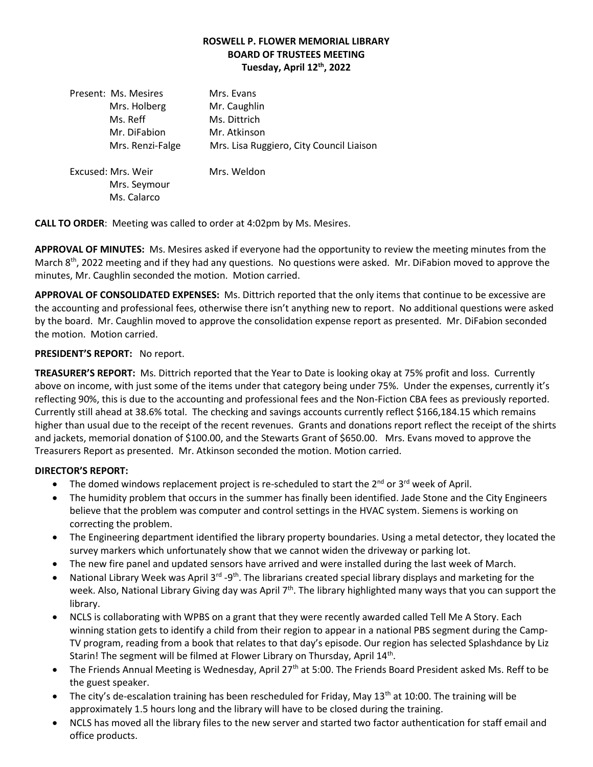**ROSWELL P. FLOWER MEMORIAL LIBRARY**
**BOARD OF TRUSTEES MEETING**
**Tuesday, April 12th, 2022**

| | | |
|---|---|---|
| Present: | Ms. Mesires | Mrs. Evans |
| | Mrs. Holberg | Mr. Caughlin |
| | Ms. Reff | Ms. Dittrich |
| | Mr. DiFabion | Mr. Atkinson |
| | Mrs. Renzi-Falge | Mrs. Lisa Ruggiero, City Council Liaison |
| Excused: | Mrs. Weir | Mrs. Weldon |
| | Mrs. Seymour | |
| | Ms. Calarco | |

**CALL TO ORDER**: Meeting was called to order at 4:02pm by Ms. Mesires.

**APPROVAL OF MINUTES:** Ms. Mesires asked if everyone had the opportunity to review the meeting minutes from the March 8th, 2022 meeting and if they had any questions. No questions were asked. Mr. DiFabion moved to approve the minutes, Mr. Caughlin seconded the motion. Motion carried.

**APPROVAL OF CONSOLIDATED EXPENSES:** Ms. Dittrich reported that the only items that continue to be excessive are the accounting and professional fees, otherwise there isn't anything new to report. No additional questions were asked by the board. Mr. Caughlin moved to approve the consolidation expense report as presented. Mr. DiFabion seconded the motion. Motion carried.

**PRESIDENT'S REPORT:** No report.

**TREASURER'S REPORT:** Ms. Dittrich reported that the Year to Date is looking okay at 75% profit and loss. Currently above on income, with just some of the items under that category being under 75%. Under the expenses, currently it's reflecting 90%, this is due to the accounting and professional fees and the Non-Fiction CBA fees as previously reported. Currently still ahead at 38.6% total. The checking and savings accounts currently reflect $166,184.15 which remains higher than usual due to the receipt of the recent revenues. Grants and donations report reflect the receipt of the shirts and jackets, memorial donation of $100.00, and the Stewarts Grant of $650.00. Mrs. Evans moved to approve the Treasurers Report as presented. Mr. Atkinson seconded the motion. Motion carried.

**DIRECTOR'S REPORT:**

- The domed windows replacement project is re-scheduled to start the 2nd or 3rd week of April.
- The humidity problem that occurs in the summer has finally been identified. Jade Stone and the City Engineers believe that the problem was computer and control settings in the HVAC system. Siemens is working on correcting the problem.
- The Engineering department identified the library property boundaries. Using a metal detector, they located the survey markers which unfortunately show that we cannot widen the driveway or parking lot.
- The new fire panel and updated sensors have arrived and were installed during the last week of March.
- National Library Week was April 3rd -9th. The librarians created special library displays and marketing for the week. Also, National Library Giving day was April 7th. The library highlighted many ways that you can support the library.
- NCLS is collaborating with WPBS on a grant that they were recently awarded called Tell Me A Story. Each winning station gets to identify a child from their region to appear in a national PBS segment during the Camp-TV program, reading from a book that relates to that day's episode. Our region has selected Splashdance by Liz Starin! The segment will be filmed at Flower Library on Thursday, April 14th.
- The Friends Annual Meeting is Wednesday, April 27th at 5:00. The Friends Board President asked Ms. Reff to be the guest speaker.
- The city's de-escalation training has been rescheduled for Friday, May 13th at 10:00. The training will be approximately 1.5 hours long and the library will have to be closed during the training.
- NCLS has moved all the library files to the new server and started two factor authentication for staff email and office products.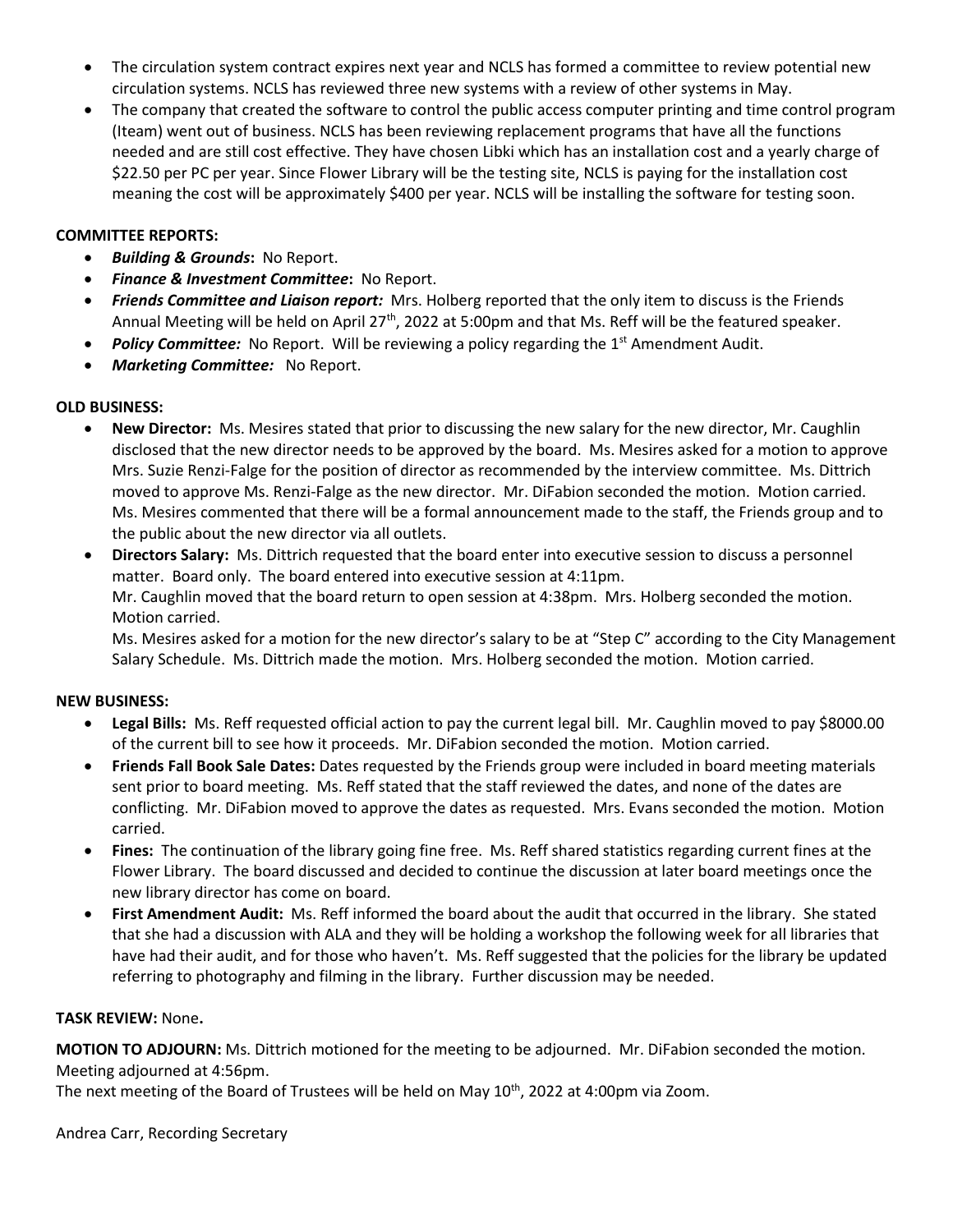- The circulation system contract expires next year and NCLS has formed a committee to review potential new circulation systems. NCLS has reviewed three new systems with a review of other systems in May.
- The company that created the software to control the public access computer printing and time control program (Iteam) went out of business. NCLS has been reviewing replacement programs that have all the functions needed and are still cost effective. They have chosen Libki which has an installation cost and a yearly charge of $22.50 per PC per year. Since Flower Library will be the testing site, NCLS is paying for the installation cost meaning the cost will be approximately $400 per year. NCLS will be installing the software for testing soon.

**COMMITTEE REPORTS:**

- ***Building & Grounds*****:** No Report.
- ***Finance & Investment Committee*****:** No Report.
- ***Friends Committee and Liaison report:*** Mrs. Holberg reported that the only item to discuss is the Friends Annual Meeting will be held on April 27th, 2022 at 5:00pm and that Ms. Reff will be the featured speaker.
- ***Policy Committee:*** No Report. Will be reviewing a policy regarding the 1st Amendment Audit.
- ***Marketing Committee:*** No Report.

**OLD BUSINESS:**

- **New Director:** Ms. Mesires stated that prior to discussing the new salary for the new director, Mr. Caughlin disclosed that the new director needs to be approved by the board. Ms. Mesires asked for a motion to approve Mrs. Suzie Renzi-Falge for the position of director as recommended by the interview committee. Ms. Dittrich moved to approve Ms. Renzi-Falge as the new director. Mr. DiFabion seconded the motion. Motion carried. Ms. Mesires commented that there will be a formal announcement made to the staff, the Friends group and to the public about the new director via all outlets.
- **Directors Salary:** Ms. Dittrich requested that the board enter into executive session to discuss a personnel matter. Board only. The board entered into executive session at 4:11pm.
  Mr. Caughlin moved that the board return to open session at 4:38pm. Mrs. Holberg seconded the motion. Motion carried.
  Ms. Mesires asked for a motion for the new director's salary to be at "Step C" according to the City Management Salary Schedule. Ms. Dittrich made the motion. Mrs. Holberg seconded the motion. Motion carried.

**NEW BUSINESS:**

- **Legal Bills:** Ms. Reff requested official action to pay the current legal bill. Mr. Caughlin moved to pay $8000.00 of the current bill to see how it proceeds. Mr. DiFabion seconded the motion. Motion carried.
- **Friends Fall Book Sale Dates:** Dates requested by the Friends group were included in board meeting materials sent prior to board meeting. Ms. Reff stated that the staff reviewed the dates, and none of the dates are conflicting. Mr. DiFabion moved to approve the dates as requested. Mrs. Evans seconded the motion. Motion carried.
- **Fines:** The continuation of the library going fine free. Ms. Reff shared statistics regarding current fines at the Flower Library. The board discussed and decided to continue the discussion at later board meetings once the new library director has come on board.
- **First Amendment Audit:** Ms. Reff informed the board about the audit that occurred in the library. She stated that she had a discussion with ALA and they will be holding a workshop the following week for all libraries that have had their audit, and for those who haven't. Ms. Reff suggested that the policies for the library be updated referring to photography and filming in the library. Further discussion may be needed.

**TASK REVIEW:** None**.**

**MOTION TO ADJOURN:** Ms. Dittrich motioned for the meeting to be adjourned. Mr. DiFabion seconded the motion. Meeting adjourned at 4:56pm.
The next meeting of the Board of Trustees will be held on May 10th, 2022 at 4:00pm via Zoom.

Andrea Carr, Recording Secretary